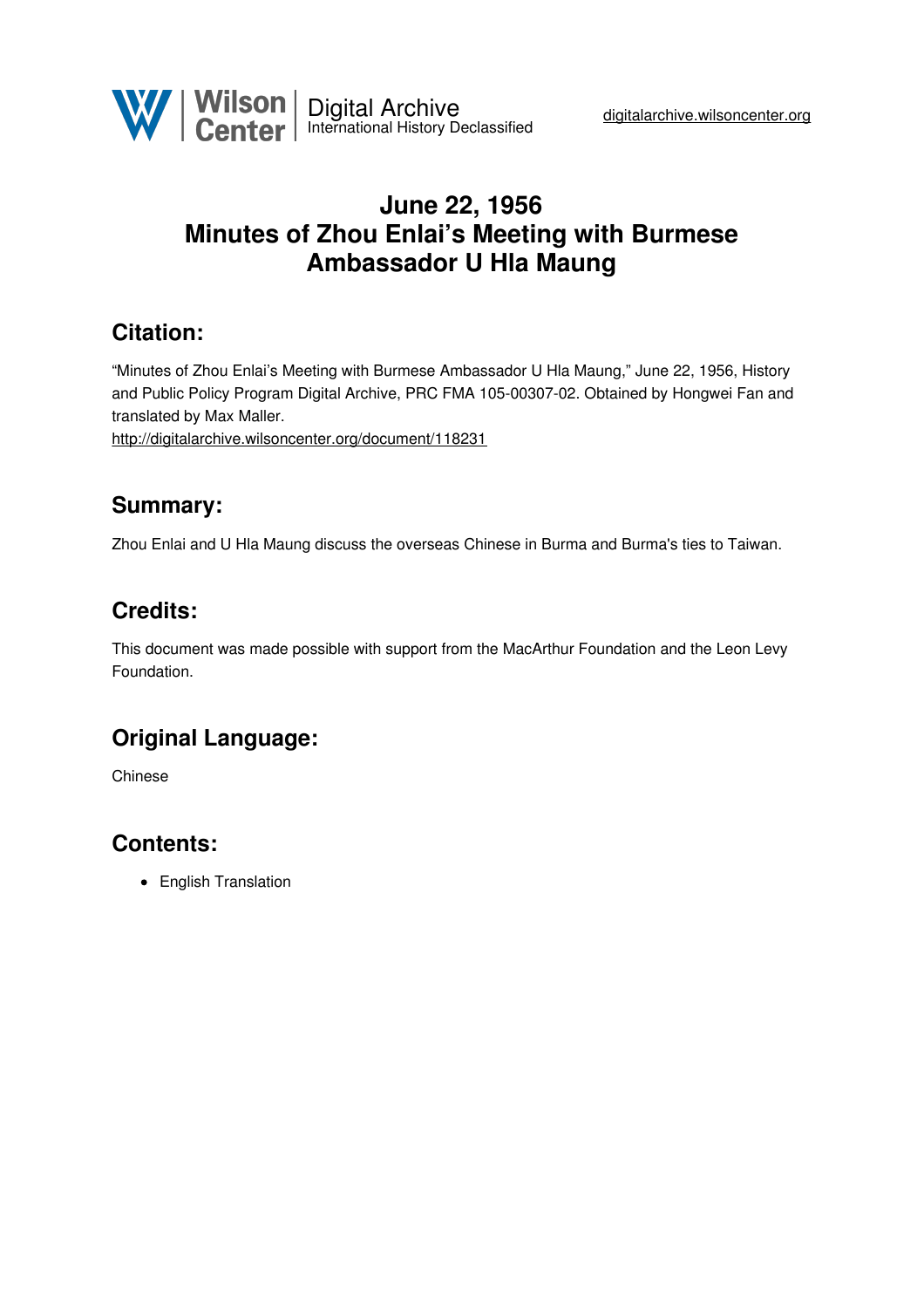# June 22, 1956
# Minutes of Zhou Enlai's Meeting with Burmese Ambassador U Hla Maung

## Citation:

"Minutes of Zhou Enlai's Meeting with Burmese Ambassador U Hla Maung," June 22, 1956, History and Public Policy Program Digital Archive, PRC FMA 105-00307-02. Obtained by Hongwei Fan and translated by Max Maller.
http://digitalarchive.wilsoncenter.org/document/118231

## Summary:

Zhou Enlai and U Hla Maung discuss the overseas Chinese in Burma and Burma's ties to Taiwan.

## Credits:

This document was made possible with support from the MacArthur Foundation and the Leon Levy Foundation.

## Original Language:

Chinese

## Contents:

- English Translation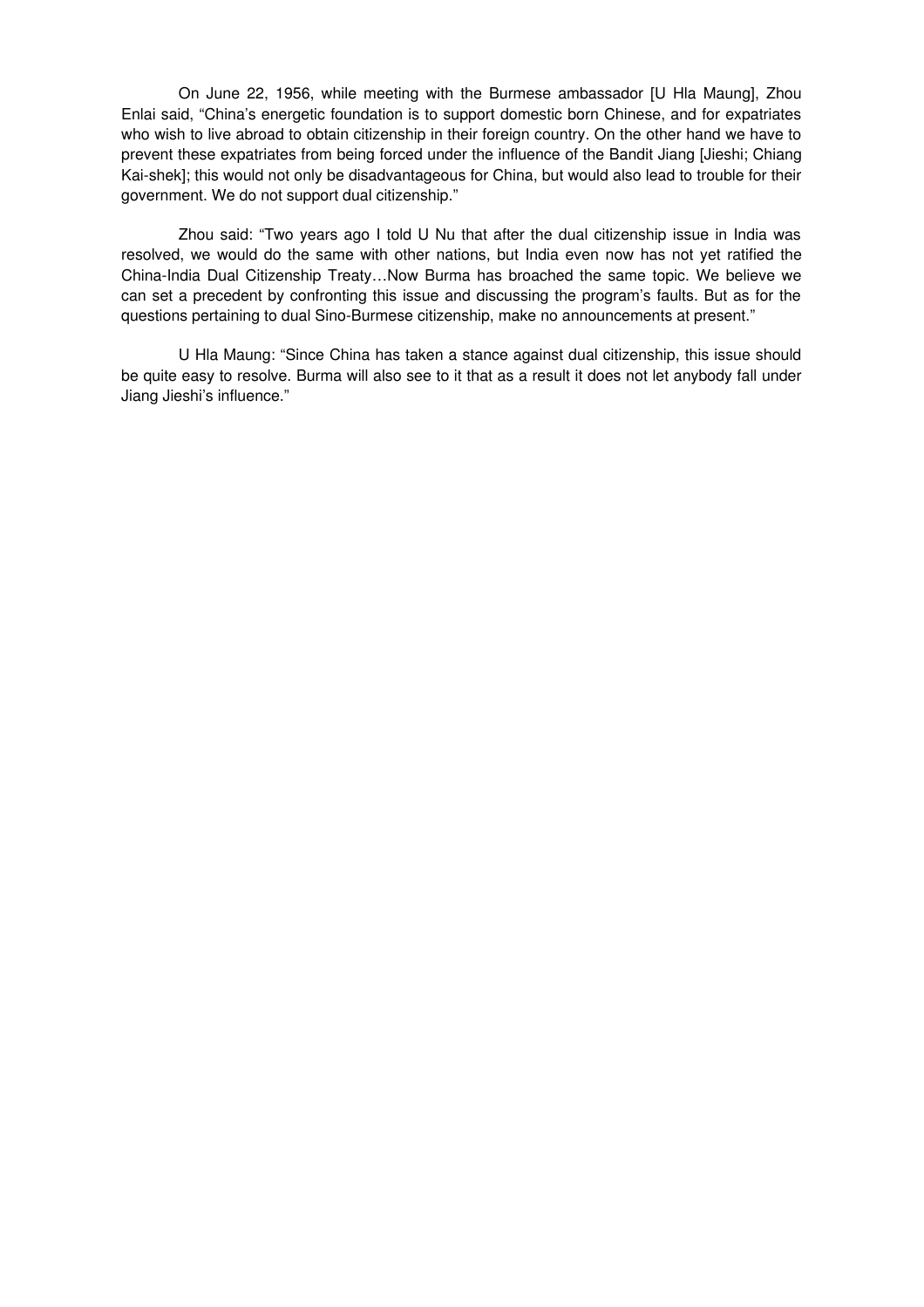On June 22, 1956, while meeting with the Burmese ambassador [U Hla Maung], Zhou Enlai said, "China's energetic foundation is to support domestic born Chinese, and for expatriates who wish to live abroad to obtain citizenship in their foreign country. On the other hand we have to prevent these expatriates from being forced under the influence of the Bandit Jiang [Jieshi; Chiang Kai-shek]; this would not only be disadvantageous for China, but would also lead to trouble for their government. We do not support dual citizenship."

Zhou said: "Two years ago I told U Nu that after the dual citizenship issue in India was resolved, we would do the same with other nations, but India even now has not yet ratified the China-India Dual Citizenship Treaty…Now Burma has broached the same topic. We believe we can set a precedent by confronting this issue and discussing the program's faults. But as for the questions pertaining to dual Sino-Burmese citizenship, make no announcements at present."

U Hla Maung: "Since China has taken a stance against dual citizenship, this issue should be quite easy to resolve. Burma will also see to it that as a result it does not let anybody fall under Jiang Jieshi's influence."